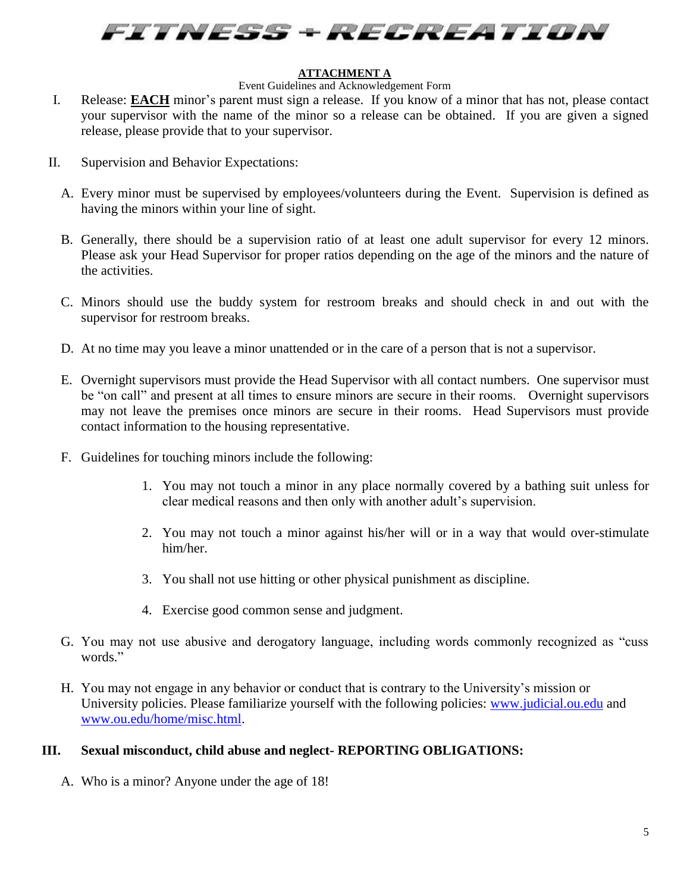# FITNESS + RECREATION

**ATTACHMENT A**

Event Guidelines and Acknowledgement Form

I. Release: **EACH** minor's parent must sign a release. If you know of a minor that has not, please contact your supervisor with the name of the minor so a release can be obtained. If you are given a signed release, please provide that to your supervisor.

II. Supervision and Behavior Expectations:

A. Every minor must be supervised by employees/volunteers during the Event. Supervision is defined as having the minors within your line of sight.

B. Generally, there should be a supervision ratio of at least one adult supervisor for every 12 minors. Please ask your Head Supervisor for proper ratios depending on the age of the minors and the nature of the activities.

C. Minors should use the buddy system for restroom breaks and should check in and out with the supervisor for restroom breaks.

D. At no time may you leave a minor unattended or in the care of a person that is not a supervisor.

E. Overnight supervisors must provide the Head Supervisor with all contact numbers. One supervisor must be "on call" and present at all times to ensure minors are secure in their rooms. Overnight supervisors may not leave the premises once minors are secure in their rooms. Head Supervisors must provide contact information to the housing representative.

F. Guidelines for touching minors include the following:

1. You may not touch a minor in any place normally covered by a bathing suit unless for clear medical reasons and then only with another adult's supervision.
2. You may not touch a minor against his/her will or in a way that would over-stimulate him/her.
3. You shall not use hitting or other physical punishment as discipline.
4. Exercise good common sense and judgment.

G. You may not use abusive and derogatory language, including words commonly recognized as "cuss words."

H. You may not engage in any behavior or conduct that is contrary to the University's mission or University policies. Please familiarize yourself with the following policies: www.judicial.ou.edu and www.ou.edu/home/misc.html.

**III. Sexual misconduct, child abuse and neglect- REPORTING OBLIGATIONS:**

A. Who is a minor? Anyone under the age of 18!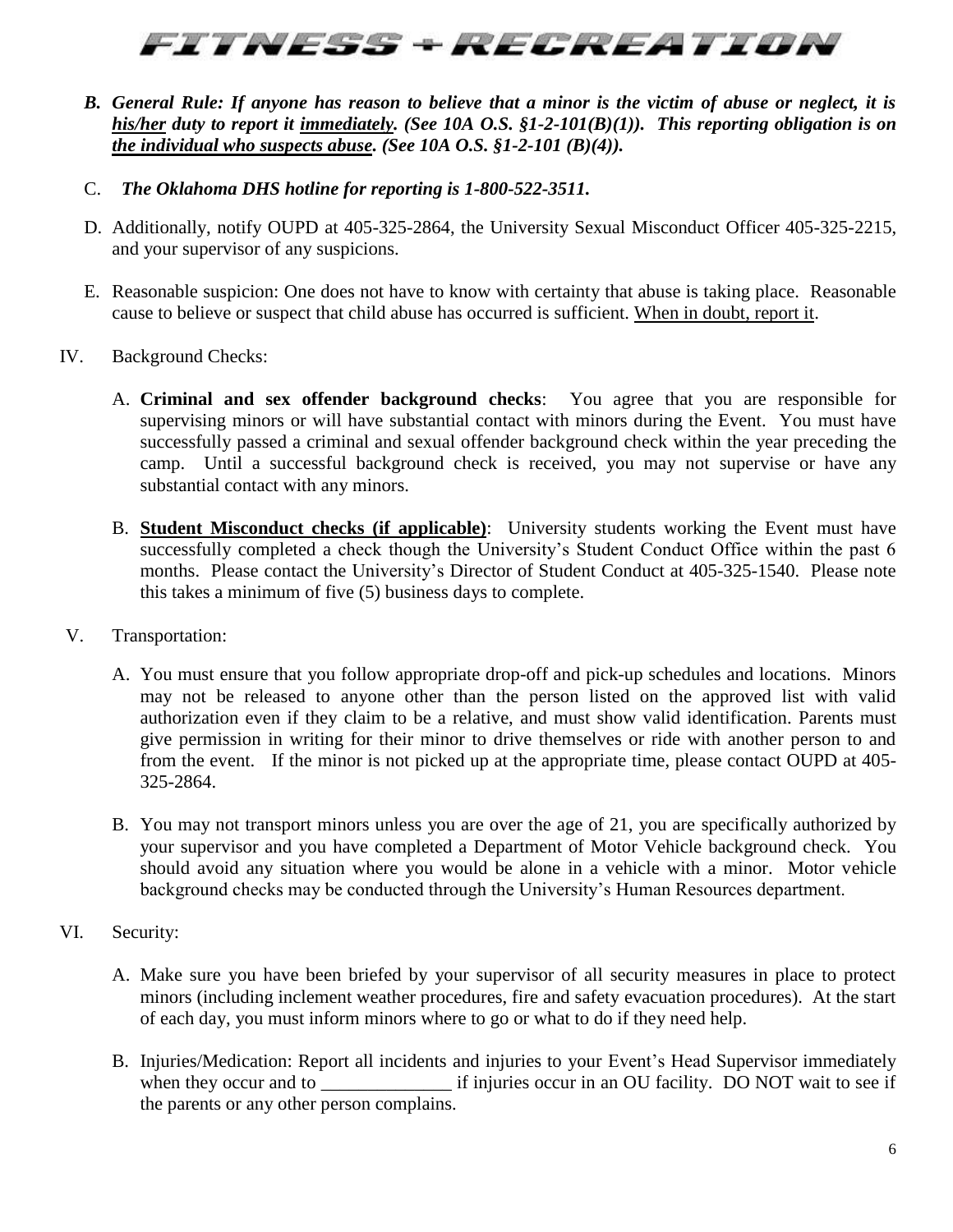B. ***General Rule: If anyone has reason to believe that a minor is the victim of abuse or neglect, it is <u>his/her</u> duty to report it <u>immediately</u>. (See 10A O.S. §1-2-101(B)(1)). This reporting obligation is on <u>the individual who suspects abuse</u>. (See 10A O.S. §1-2-101 (B)(4)).***

C. ***The Oklahoma DHS hotline for reporting is 1-800-522-3511.***

D. Additionally, notify OUPD at 405-325-2864, the University Sexual Misconduct Officer 405-325-2215, and your supervisor of any suspicions.

E. Reasonable suspicion: One does not have to know with certainty that abuse is taking place. Reasonable cause to believe or suspect that child abuse has occurred is sufficient. <u>When in doubt, report it</u>.

IV. Background Checks:

A. **Criminal and sex offender background checks**: You agree that you are responsible for supervising minors or will have substantial contact with minors during the Event. You must have successfully passed a criminal and sexual offender background check within the year preceding the camp. Until a successful background check is received, you may not supervise or have any substantial contact with any minors.

B. **<u>Student Misconduct checks (if applicable)</u>**: University students working the Event must have successfully completed a check though the University's Student Conduct Office within the past 6 months. Please contact the University's Director of Student Conduct at 405-325-1540. Please note this takes a minimum of five (5) business days to complete.

V. Transportation:

A. You must ensure that you follow appropriate drop-off and pick-up schedules and locations. Minors may not be released to anyone other than the person listed on the approved list with valid authorization even if they claim to be a relative, and must show valid identification. Parents must give permission in writing for their minor to drive themselves or ride with another person to and from the event. If the minor is not picked up at the appropriate time, please contact OUPD at 405-325-2864.

B. You may not transport minors unless you are over the age of 21, you are specifically authorized by your supervisor and you have completed a Department of Motor Vehicle background check. You should avoid any situation where you would be alone in a vehicle with a minor. Motor vehicle background checks may be conducted through the University's Human Resources department.

VI. Security:

A. Make sure you have been briefed by your supervisor of all security measures in place to protect minors (including inclement weather procedures, fire and safety evacuation procedures). At the start of each day, you must inform minors where to go or what to do if they need help.

B. Injuries/Medication: Report all incidents and injuries to your Event's Head Supervisor immediately when they occur and to ______________ if injuries occur in an OU facility. DO NOT wait to see if the parents or any other person complains.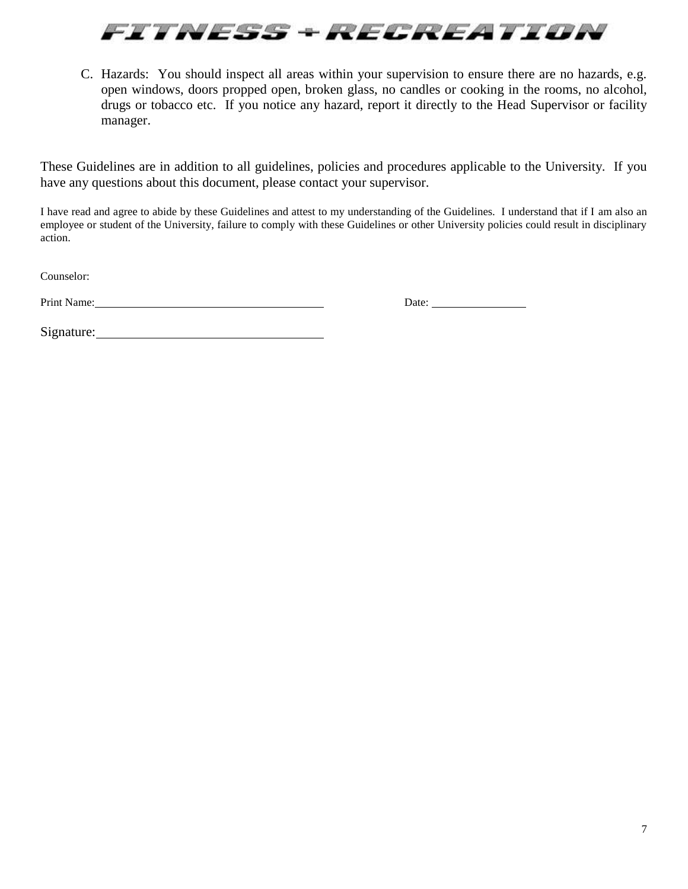C. Hazards: You should inspect all areas within your supervision to ensure there are no hazards, e.g. open windows, doors propped open, broken glass, no candles or cooking in the rooms, no alcohol, drugs or tobacco etc. If you notice any hazard, report it directly to the Head Supervisor or facility manager.

These Guidelines are in addition to all guidelines, policies and procedures applicable to the University. If you have any questions about this document, please contact your supervisor.

I have read and agree to abide by these Guidelines and attest to my understanding of the Guidelines. I understand that if I am also an employee or student of the University, failure to comply with these Guidelines or other University policies could result in disciplinary action.

Counselor:

Print Name:\_\_\_\_\_\_\_\_\_\_\_\_\_\_\_\_\_\_\_\_\_\_\_\_\_\_\_\_\_\_\_\_\_\_\_\_\_\_ Date: \_\_\_\_\_\_\_\_\_\_\_\_\_\_\_\_

Signature:\_\_\_\_\_\_\_\_\_\_\_\_\_\_\_\_\_\_\_\_\_\_\_\_\_\_\_\_\_\_\_\_\_\_\_\_